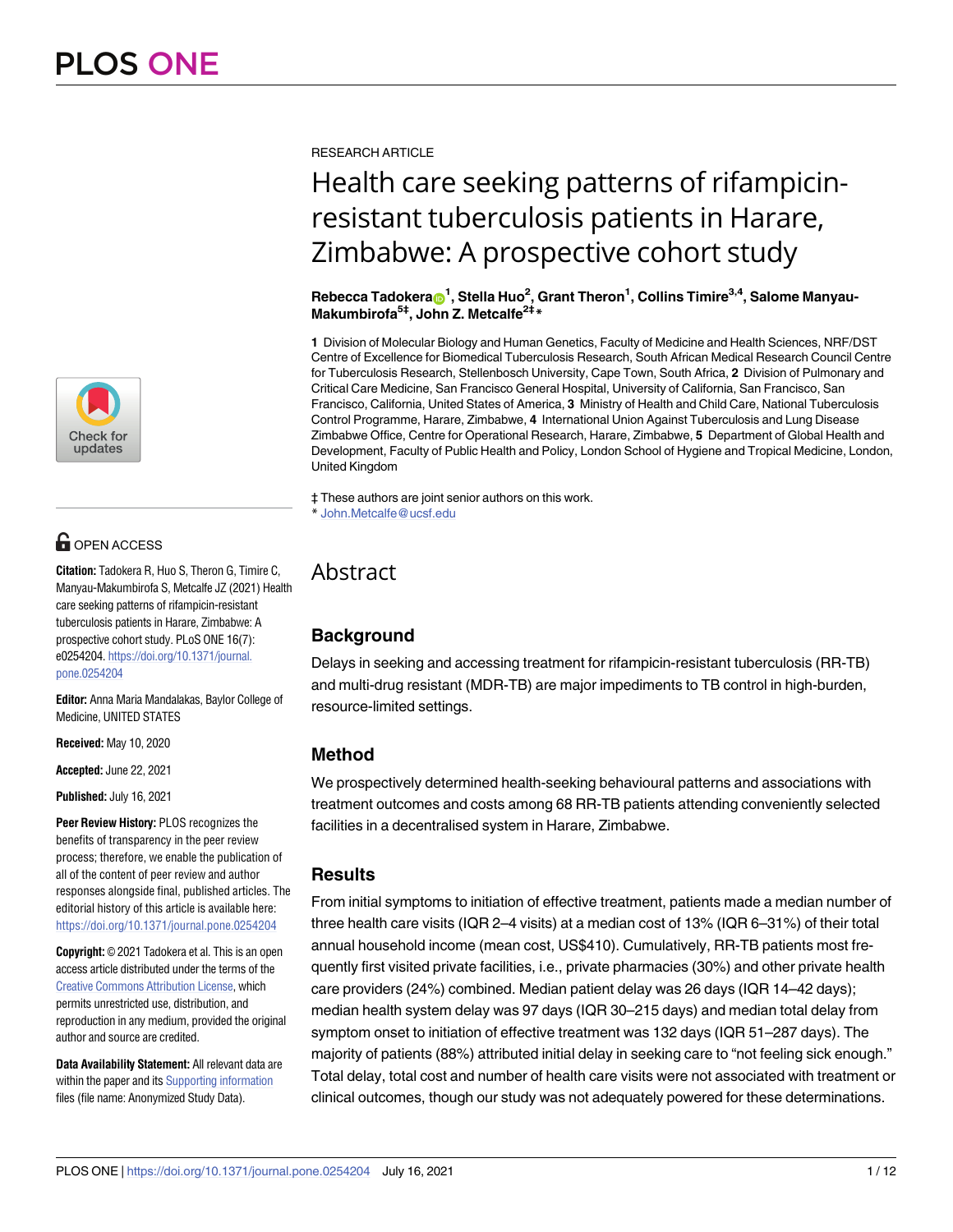RESEARCH ARTICLE

# Health care seeking patterns of rifampicin-resistant tuberculosis patients in Harare, Zimbabwe: A prospective cohort study

**Rebecca Tadokera[1], Stella Huo[2], Grant Theron[1], Collins Timire[3,4], Salome Manyau-Makumbirofa[5‡], John Z. Metcalfe[2‡]***

**1** Division of Molecular Biology and Human Genetics, Faculty of Medicine and Health Sciences, NRF/DST Centre of Excellence for Biomedical Tuberculosis Research, South African Medical Research Council Centre for Tuberculosis Research, Stellenbosch University, Cape Town, South Africa, **2** Division of Pulmonary and Critical Care Medicine, San Francisco General Hospital, University of California, San Francisco, San Francisco, California, United States of America, **3** Ministry of Health and Child Care, National Tuberculosis Control Programme, Harare, Zimbabwe, **4** International Union Against Tuberculosis and Lung Disease Zimbabwe Office, Centre for Operational Research, Harare, Zimbabwe, **5** Department of Global Health and Development, Faculty of Public Health and Policy, London School of Hygiene and Tropical Medicine, London, United Kingdom

‡ These authors are joint senior authors on this work.
* John.Metcalfe@ucsf.edu

OPEN ACCESS

**Citation:** Tadokera R, Huo S, Theron G, Timire C, Manyau-Makumbirofa S, Metcalfe JZ (2021) Health care seeking patterns of rifampicin-resistant tuberculosis patients in Harare, Zimbabwe: A prospective cohort study. PLoS ONE 16(7): e0254204. https://doi.org/10.1371/journal.pone.0254204

**Editor:** Anna Maria Mandalakas, Baylor College of Medicine, UNITED STATES

**Received:** May 10, 2020

**Accepted:** June 22, 2021

**Published:** July 16, 2021

**Peer Review History:** PLOS recognizes the benefits of transparency in the peer review process; therefore, we enable the publication of all of the content of peer review and author responses alongside final, published articles. The editorial history of this article is available here: https://doi.org/10.1371/journal.pone.0254204

**Copyright:** © 2021 Tadokera et al. This is an open access article distributed under the terms of the Creative Commons Attribution License, which permits unrestricted use, distribution, and reproduction in any medium, provided the original author and source are credited.

**Data Availability Statement:** All relevant data are within the paper and its Supporting information files (file name: Anonymized Study Data).

## Abstract

### Background

Delays in seeking and accessing treatment for rifampicin-resistant tuberculosis (RR-TB) and multi-drug resistant (MDR-TB) are major impediments to TB control in high-burden, resource-limited settings.

### Method

We prospectively determined health-seeking behavioural patterns and associations with treatment outcomes and costs among 68 RR-TB patients attending conveniently selected facilities in a decentralised system in Harare, Zimbabwe.

### Results

From initial symptoms to initiation of effective treatment, patients made a median number of three health care visits (IQR 2–4 visits) at a median cost of 13% (IQR 6–31%) of their total annual household income (mean cost, US$410). Cumulatively, RR-TB patients most frequently first visited private facilities, i.e., private pharmacies (30%) and other private health care providers (24%) combined. Median patient delay was 26 days (IQR 14–42 days); median health system delay was 97 days (IQR 30–215 days) and median total delay from symptom onset to initiation of effective treatment was 132 days (IQR 51–287 days). The majority of patients (88%) attributed initial delay in seeking care to "not feeling sick enough." Total delay, total cost and number of health care visits were not associated with treatment or clinical outcomes, though our study was not adequately powered for these determinations.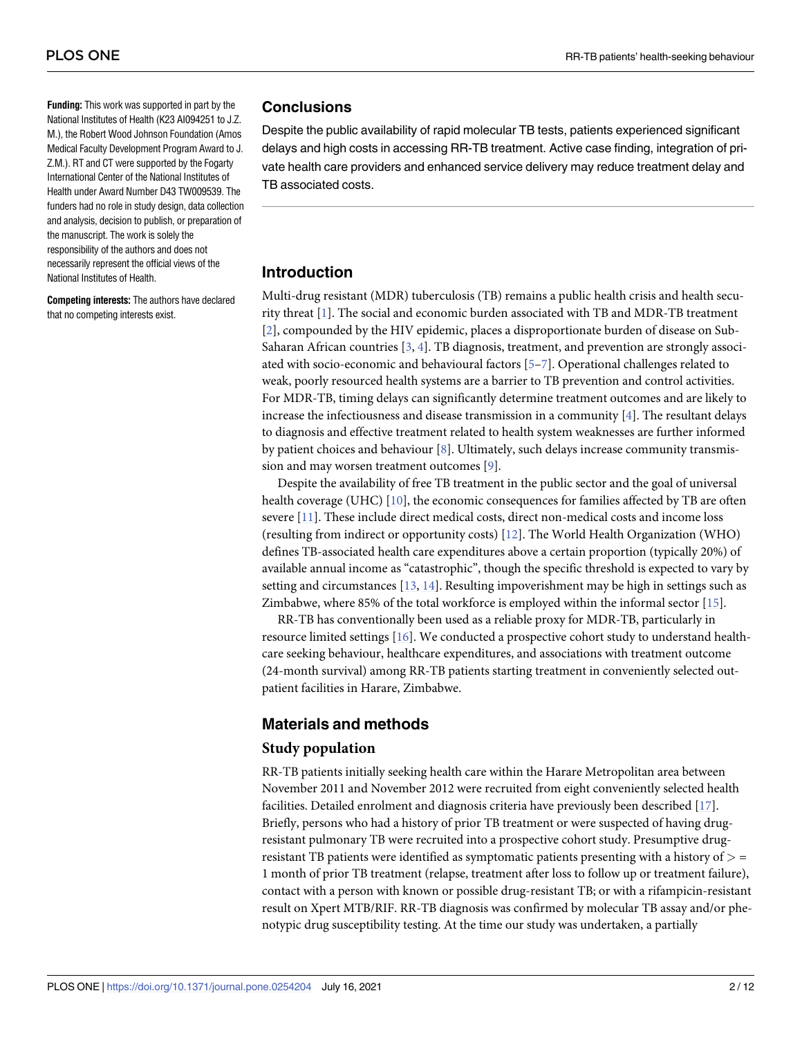**Funding:** This work was supported in part by the National Institutes of Health (K23 AI094251 to J.Z. M.), the Robert Wood Johnson Foundation (Amos Medical Faculty Development Program Award to J. Z.M.). RT and CT were supported by the Fogarty International Center of the National Institutes of Health under Award Number D43 TW009539. The funders had no role in study design, data collection and analysis, decision to publish, or preparation of the manuscript. The work is solely the responsibility of the authors and does not necessarily represent the official views of the National Institutes of Health.

**Competing interests:** The authors have declared that no competing interests exist.

## Conclusions

Despite the public availability of rapid molecular TB tests, patients experienced significant delays and high costs in accessing RR-TB treatment. Active case finding, integration of private health care providers and enhanced service delivery may reduce treatment delay and TB associated costs.

## Introduction

Multi-drug resistant (MDR) tuberculosis (TB) remains a public health crisis and health security threat [1]. The social and economic burden associated with TB and MDR-TB treatment [2], compounded by the HIV epidemic, places a disproportionate burden of disease on Sub-Saharan African countries [3, 4]. TB diagnosis, treatment, and prevention are strongly associated with socio-economic and behavioural factors [5–7]. Operational challenges related to weak, poorly resourced health systems are a barrier to TB prevention and control activities. For MDR-TB, timing delays can significantly determine treatment outcomes and are likely to increase the infectiousness and disease transmission in a community [4]. The resultant delays to diagnosis and effective treatment related to health system weaknesses are further informed by patient choices and behaviour [8]. Ultimately, such delays increase community transmission and may worsen treatment outcomes [9].

Despite the availability of free TB treatment in the public sector and the goal of universal health coverage (UHC) [10], the economic consequences for families affected by TB are often severe [11]. These include direct medical costs, direct non-medical costs and income loss (resulting from indirect or opportunity costs) [12]. The World Health Organization (WHO) defines TB-associated health care expenditures above a certain proportion (typically 20%) of available annual income as "catastrophic", though the specific threshold is expected to vary by setting and circumstances [13, 14]. Resulting impoverishment may be high in settings such as Zimbabwe, where 85% of the total workforce is employed within the informal sector [15].

RR-TB has conventionally been used as a reliable proxy for MDR-TB, particularly in resource limited settings [16]. We conducted a prospective cohort study to understand healthcare seeking behaviour, healthcare expenditures, and associations with treatment outcome (24-month survival) among RR-TB patients starting treatment in conveniently selected outpatient facilities in Harare, Zimbabwe.

## Materials and methods

### Study population

RR-TB patients initially seeking health care within the Harare Metropolitan area between November 2011 and November 2012 were recruited from eight conveniently selected health facilities. Detailed enrolment and diagnosis criteria have previously been described [17]. Briefly, persons who had a history of prior TB treatment or were suspected of having drug-resistant pulmonary TB were recruited into a prospective cohort study. Presumptive drug-resistant TB patients were identified as symptomatic patients presenting with a history of $>=$ 1 month of prior TB treatment (relapse, treatment after loss to follow up or treatment failure), contact with a person with known or possible drug-resistant TB; or with a rifampicin-resistant result on Xpert MTB/RIF. RR-TB diagnosis was confirmed by molecular TB assay and/or phenotypic drug susceptibility testing. At the time our study was undertaken, a partially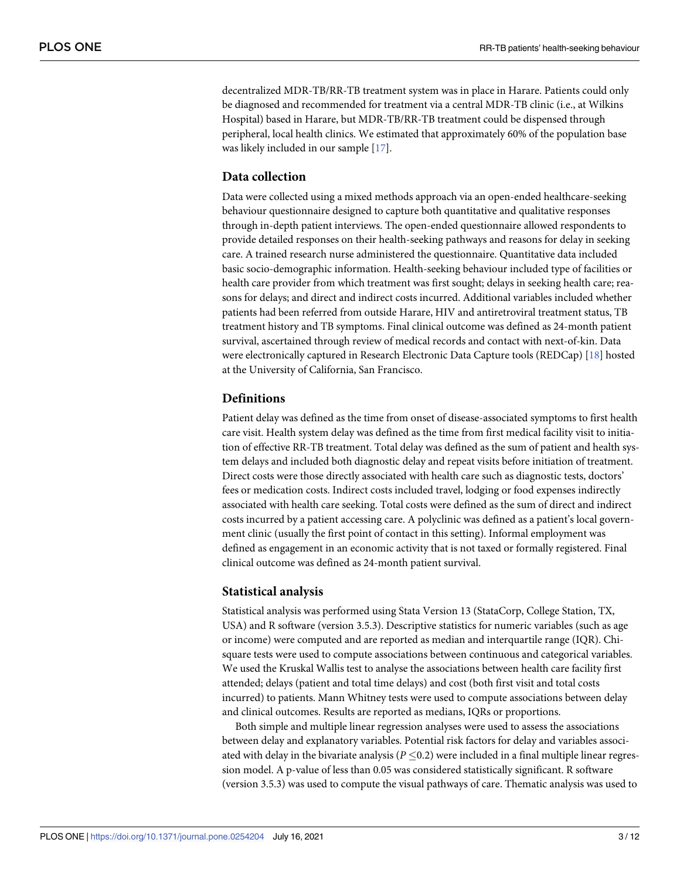decentralized MDR-TB/RR-TB treatment system was in place in Harare. Patients could only be diagnosed and recommended for treatment via a central MDR-TB clinic (i.e., at Wilkins Hospital) based in Harare, but MDR-TB/RR-TB treatment could be dispensed through peripheral, local health clinics. We estimated that approximately 60% of the population base was likely included in our sample [17].

## Data collection

Data were collected using a mixed methods approach via an open-ended healthcare-seeking behaviour questionnaire designed to capture both quantitative and qualitative responses through in-depth patient interviews. The open-ended questionnaire allowed respondents to provide detailed responses on their health-seeking pathways and reasons for delay in seeking care. A trained research nurse administered the questionnaire. Quantitative data included basic socio-demographic information. Health-seeking behaviour included type of facilities or health care provider from which treatment was first sought; delays in seeking health care; reasons for delays; and direct and indirect costs incurred. Additional variables included whether patients had been referred from outside Harare, HIV and antiretroviral treatment status, TB treatment history and TB symptoms. Final clinical outcome was defined as 24-month patient survival, ascertained through review of medical records and contact with next-of-kin. Data were electronically captured in Research Electronic Data Capture tools (REDCap) [18] hosted at the University of California, San Francisco.

## Definitions

Patient delay was defined as the time from onset of disease-associated symptoms to first health care visit. Health system delay was defined as the time from first medical facility visit to initiation of effective RR-TB treatment. Total delay was defined as the sum of patient and health system delays and included both diagnostic delay and repeat visits before initiation of treatment. Direct costs were those directly associated with health care such as diagnostic tests, doctors' fees or medication costs. Indirect costs included travel, lodging or food expenses indirectly associated with health care seeking. Total costs were defined as the sum of direct and indirect costs incurred by a patient accessing care. A polyclinic was defined as a patient's local government clinic (usually the first point of contact in this setting). Informal employment was defined as engagement in an economic activity that is not taxed or formally registered. Final clinical outcome was defined as 24-month patient survival.

## Statistical analysis

Statistical analysis was performed using Stata Version 13 (StataCorp, College Station, TX, USA) and R software (version 3.5.3). Descriptive statistics for numeric variables (such as age or income) were computed and are reported as median and interquartile range (IQR). Chi-square tests were used to compute associations between continuous and categorical variables. We used the Kruskal Wallis test to analyse the associations between health care facility first attended; delays (patient and total time delays) and cost (both first visit and total costs incurred) to patients. Mann Whitney tests were used to compute associations between delay and clinical outcomes. Results are reported as medians, IQRs or proportions.

Both simple and multiple linear regression analyses were used to assess the associations between delay and explanatory variables. Potential risk factors for delay and variables associated with delay in the bivariate analysis ($P \leq 0.2$) were included in a final multiple linear regression model. A p-value of less than 0.05 was considered statistically significant. R software (version 3.5.3) was used to compute the visual pathways of care. Thematic analysis was used to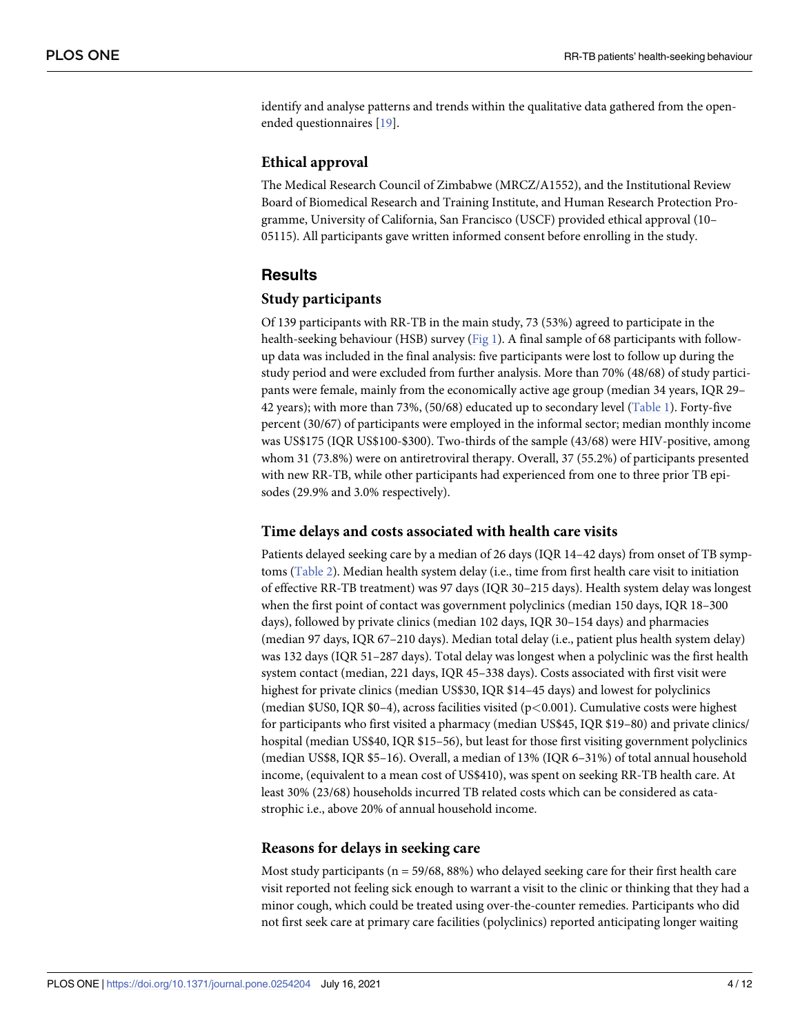identify and analyse patterns and trends within the qualitative data gathered from the open-ended questionnaires [19].

### Ethical approval

The Medical Research Council of Zimbabwe (MRCZ/A1552), and the Institutional Review Board of Biomedical Research and Training Institute, and Human Research Protection Programme, University of California, San Francisco (USCF) provided ethical approval (10–05115). All participants gave written informed consent before enrolling in the study.

## Results

### Study participants

Of 139 participants with RR-TB in the main study, 73 (53%) agreed to participate in the health-seeking behaviour (HSB) survey (Fig 1). A final sample of 68 participants with follow-up data was included in the final analysis: five participants were lost to follow up during the study period and were excluded from further analysis. More than 70% (48/68) of study participants were female, mainly from the economically active age group (median 34 years, IQR 29–42 years); with more than 73%, (50/68) educated up to secondary level (Table 1). Forty-five percent (30/67) of participants were employed in the informal sector; median monthly income was US$175 (IQR US$100-$300). Two-thirds of the sample (43/68) were HIV-positive, among whom 31 (73.8%) were on antiretroviral therapy. Overall, 37 (55.2%) of participants presented with new RR-TB, while other participants had experienced from one to three prior TB episodes (29.9% and 3.0% respectively).

### Time delays and costs associated with health care visits

Patients delayed seeking care by a median of 26 days (IQR 14–42 days) from onset of TB symptoms (Table 2). Median health system delay (i.e., time from first health care visit to initiation of effective RR-TB treatment) was 97 days (IQR 30–215 days). Health system delay was longest when the first point of contact was government polyclinics (median 150 days, IQR 18–300 days), followed by private clinics (median 102 days, IQR 30–154 days) and pharmacies (median 97 days, IQR 67–210 days). Median total delay (i.e., patient plus health system delay) was 132 days (IQR 51–287 days). Total delay was longest when a polyclinic was the first health system contact (median, 221 days, IQR 45–338 days). Costs associated with first visit were highest for private clinics (median US$30, IQR $14–45 days) and lowest for polyclinics (median $US0, IQR $0–4), across facilities visited ($p<0.001$). Cumulative costs were highest for participants who first visited a pharmacy (median US$45, IQR $19–80) and private clinics/hospital (median US$40, IQR $15–56), but least for those first visiting government polyclinics (median US$8, IQR $5–16). Overall, a median of 13% (IQR 6–31%) of total annual household income, (equivalent to a mean cost of US$410), was spent on seeking RR-TB health care. At least 30% (23/68) households incurred TB related costs which can be considered as catastrophic i.e., above 20% of annual household income.

### Reasons for delays in seeking care

Most study participants (n = 59/68, 88%) who delayed seeking care for their first health care visit reported not feeling sick enough to warrant a visit to the clinic or thinking that they had a minor cough, which could be treated using over-the-counter remedies. Participants who did not first seek care at primary care facilities (polyclinics) reported anticipating longer waiting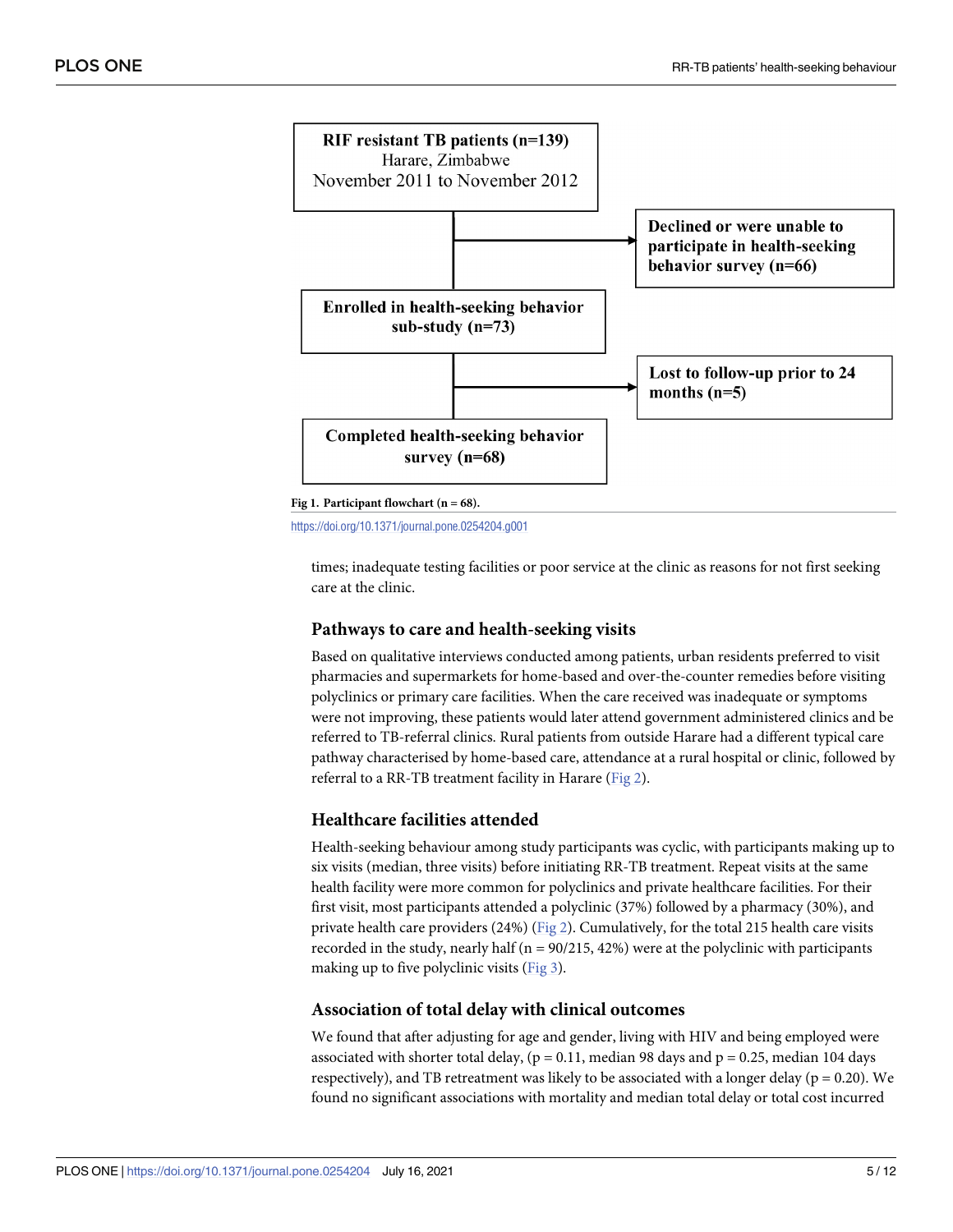RIF resistant TB patients (n=139)
Harare, Zimbabwe
November 2011 to November 2012

Declined or were unable to participate in health-seeking behavior survey (n=66)

Enrolled in health-seeking behavior sub-study (n=73)

Lost to follow-up prior to 24 months (n=5)

Completed health-seeking behavior survey (n=68)

**Fig 1. Participant flowchart (n = 68).**

https://doi.org/10.1371/journal.pone.0254204.g001

times; inadequate testing facilities or poor service at the clinic as reasons for not first seeking care at the clinic.

### Pathways to care and health-seeking visits

Based on qualitative interviews conducted among patients, urban residents preferred to visit pharmacies and supermarkets for home-based and over-the-counter remedies before visiting polyclinics or primary care facilities. When the care received was inadequate or symptoms were not improving, these patients would later attend government administered clinics and be referred to TB-referral clinics. Rural patients from outside Harare had a different typical care pathway characterised by home-based care, attendance at a rural hospital or clinic, followed by referral to a RR-TB treatment facility in Harare (Fig 2).

### Healthcare facilities attended

Health-seeking behaviour among study participants was cyclic, with participants making up to six visits (median, three visits) before initiating RR-TB treatment. Repeat visits at the same health facility were more common for polyclinics and private healthcare facilities. For their first visit, most participants attended a polyclinic (37%) followed by a pharmacy (30%), and private health care providers (24%) (Fig 2). Cumulatively, for the total 215 health care visits recorded in the study, nearly half (n = 90/215, 42%) were at the polyclinic with participants making up to five polyclinic visits (Fig 3).

### Association of total delay with clinical outcomes

We found that after adjusting for age and gender, living with HIV and being employed were associated with shorter total delay, ($p = 0.11$, median 98 days and $p = 0.25$, median 104 days respectively), and TB retreatment was likely to be associated with a longer delay ($p = 0.20$). We found no significant associations with mortality and median total delay or total cost incurred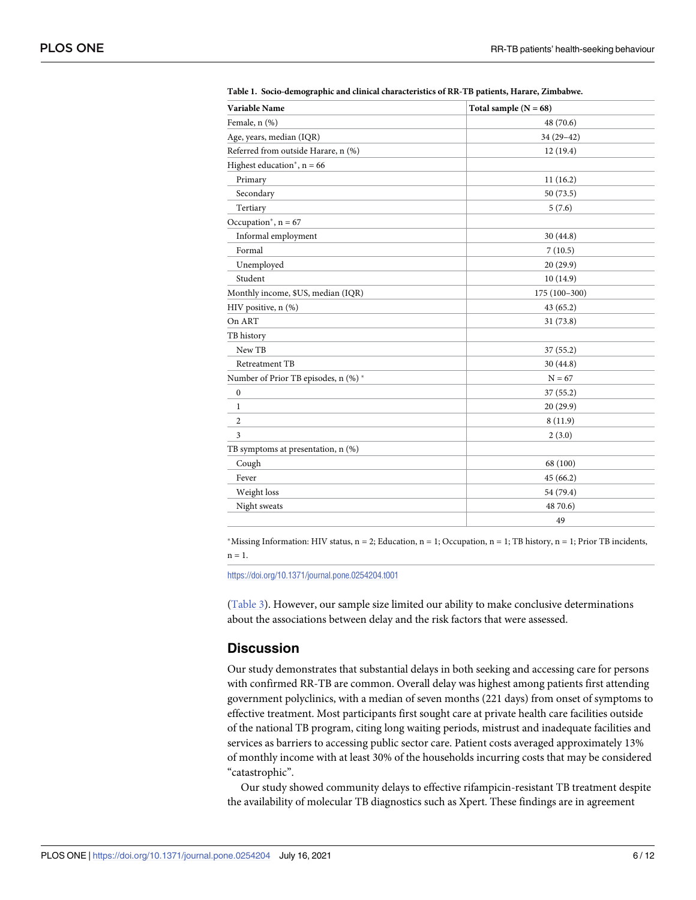**Table 1. Socio-demographic and clinical characteristics of RR-TB patients, Harare, Zimbabwe.**

| Variable Name | Total sample (N = 68) |
|---|---|
| Female, n (%) | 48 (70.6) |
| Age, years, median (IQR) | 34 (29–42) |
| Referred from outside Harare, n (%) | 12 (19.4) |
| Highest education*, n = 66 | |
| Primary | 11 (16.2) |
| Secondary | 50 (73.5) |
| Tertiary | 5 (7.6) |
| Occupation*, n = 67 | |
| Informal employment | 30 (44.8) |
| Formal | 7 (10.5) |
| Unemployed | 20 (29.9) |
| Student | 10 (14.9) |
| Monthly income, $US, median (IQR) | 175 (100–300) |
| HIV positive, n (%) | 43 (65.2) |
| On ART | 31 (73.8) |
| TB history | |
| New TB | 37 (55.2) |
| Retreatment TB | 30 (44.8) |
| Number of Prior TB episodes, n (%) * | N = 67 |
| 0 | 37 (55.2) |
| 1 | 20 (29.9) |
| 2 | 8 (11.9) |
| 3 | 2 (3.0) |
| TB symptoms at presentation, n (%) | |
| Cough | 68 (100) |
| Fever | 45 (66.2) |
| Weight loss | 54 (79.4) |
| Night sweats | 48 70.6) |
| | 49 |

*Missing Information: HIV status, n = 2; Education, n = 1; Occupation, n = 1; TB history, n = 1; Prior TB incidents, n = 1.

https://doi.org/10.1371/journal.pone.0254204.t001

(Table 3). However, our sample size limited our ability to make conclusive determinations about the associations between delay and the risk factors that were assessed.

## Discussion

Our study demonstrates that substantial delays in both seeking and accessing care for persons with confirmed RR-TB are common. Overall delay was highest among patients first attending government polyclinics, with a median of seven months (221 days) from onset of symptoms to effective treatment. Most participants first sought care at private health care facilities outside of the national TB program, citing long waiting periods, mistrust and inadequate facilities and services as barriers to accessing public sector care. Patient costs averaged approximately 13% of monthly income with at least 30% of the households incurring costs that may be considered "catastrophic".

Our study showed community delays to effective rifampicin-resistant TB treatment despite the availability of molecular TB diagnostics such as Xpert. These findings are in agreement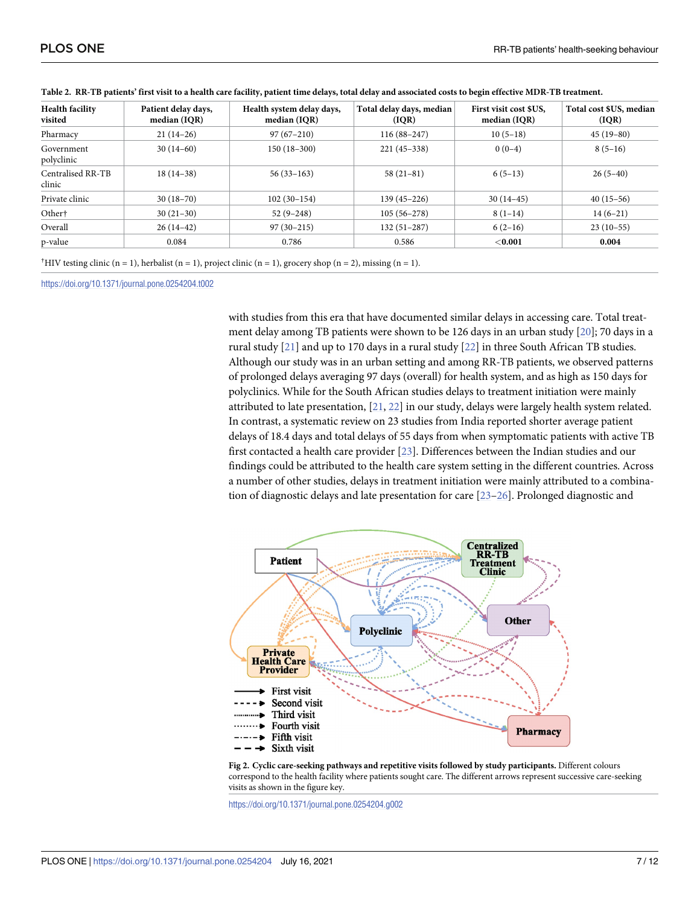**Table 2. RR-TB patients' first visit to a health care facility, patient time delays, total delay and associated costs to begin effective MDR-TB treatment.**

| Health facility visited | Patient delay days, median (IQR) | Health system delay days, median (IQR) | Total delay days, median (IQR) | First visit cost $US, median (IQR) | Total cost $US, median (IQR) |
|---|---|---|---|---|---|
| Pharmacy | 21 (14–26) | 97 (67–210) | 116 (88–247) | 10 (5–18) | 45 (19–80) |
| Government polyclinic | 30 (14–60) | 150 (18–300) | 221 (45–338) | 0 (0–4) | 8 (5–16) |
| Centralised RR-TB clinic | 18 (14–38) | 56 (33–163) | 58 (21–81) | 6 (5–13) | 26 (5–40) |
| Private clinic | 30 (18–70) | 102 (30–154) | 139 (45–226) | 30 (14–45) | 40 (15–56) |
| Other† | 30 (21–30) | 52 (9–248) | 105 (56–278) | 8 (1–14) | 14 (6–21) |
| Overall | 26 (14–42) | 97 (30–215) | 132 (51–287) | 6 (2–16) | 23 (10–55) |
| p-value | 0.084 | 0.786 | 0.586 | **<0.001** | **0.004** |

†HIV testing clinic (n = 1), herbalist (n = 1), project clinic (n = 1), grocery shop (n = 2), missing (n = 1).

https://doi.org/10.1371/journal.pone.0254204.t002

with studies from this era that have documented similar delays in accessing care. Total treatment delay among TB patients were shown to be 126 days in an urban study [20]; 70 days in a rural study [21] and up to 170 days in a rural study [22] in three South African TB studies. Although our study was in an urban setting and among RR-TB patients, we observed patterns of prolonged delays averaging 97 days (overall) for health system, and as high as 150 days for polyclinics. While for the South African studies delays to treatment initiation were mainly attributed to late presentation, [21, 22] in our study, delays were largely health system related. In contrast, a systematic review on 23 studies from India reported shorter average patient delays of 18.4 days and total delays of 55 days from when symptomatic patients with active TB first contacted a health care provider [23]. Differences between the Indian studies and our findings could be attributed to the health care system setting in the different countries. Across a number of other studies, delays in treatment initiation were mainly attributed to a combination of diagnostic delays and late presentation for care [23–26]. Prolonged diagnostic and

**Fig 2. Cyclic care-seeking pathways and repetitive visits followed by study participants.** Different colours correspond to the health facility where patients sought care. The different arrows represent successive care-seeking visits as shown in the figure key.

https://doi.org/10.1371/journal.pone.0254204.g002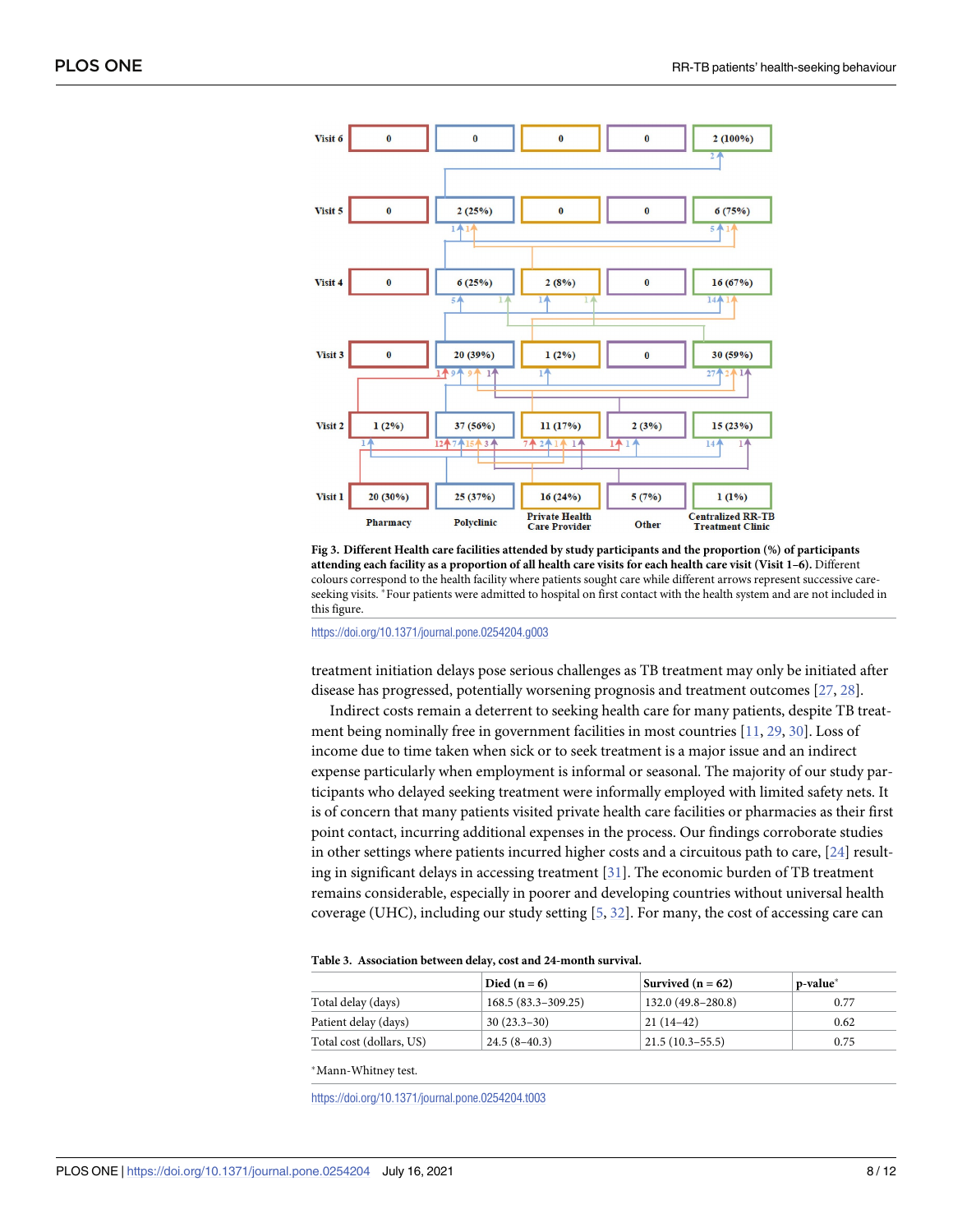**Fig 3. Different Health care facilities attended by study participants and the proportion (%) of participants attending each facility as a proportion of all health care visits for each health care visit (Visit 1–6).** Different colours correspond to the health facility where patients sought care while different arrows represent successive care-seeking visits. *Four patients were admitted to hospital on first contact with the health system and are not included in this figure.

https://doi.org/10.1371/journal.pone.0254204.g003

treatment initiation delays pose serious challenges as TB treatment may only be initiated after disease has progressed, potentially worsening prognosis and treatment outcomes [27, 28].

Indirect costs remain a deterrent to seeking health care for many patients, despite TB treatment being nominally free in government facilities in most countries [11, 29, 30]. Loss of income due to time taken when sick or to seek treatment is a major issue and an indirect expense particularly when employment is informal or seasonal. The majority of our study participants who delayed seeking treatment were informally employed with limited safety nets. It is of concern that many patients visited private health care facilities or pharmacies as their first point contact, incurring additional expenses in the process. Our findings corroborate studies in other settings where patients incurred higher costs and a circuitous path to care, [24] resulting in significant delays in accessing treatment [31]. The economic burden of TB treatment remains considerable, especially in poorer and developing countries without universal health coverage (UHC), including our study setting [5, 32]. For many, the cost of accessing care can

**Table 3. Association between delay, cost and 24-month survival.**

| | Died (n = 6) | Survived (n = 62) | p-value* |
|---|---|---|---|
| Total delay (days) | 168.5 (83.3–309.25) | 132.0 (49.8–280.8) | 0.77 |
| Patient delay (days) | 30 (23.3–30) | 21 (14–42) | 0.62 |
| Total cost (dollars, US) | 24.5 (8–40.3) | 21.5 (10.3–55.5) | 0.75 |

*Mann-Whitney test.

https://doi.org/10.1371/journal.pone.0254204.t003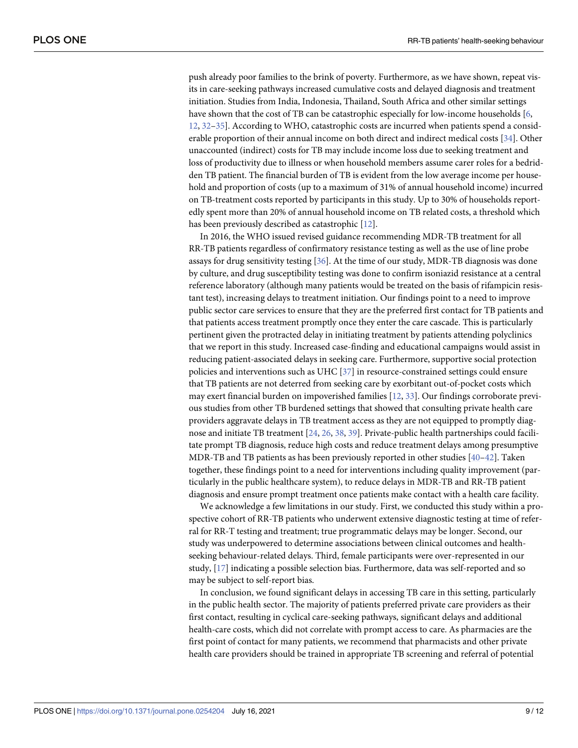push already poor families to the brink of poverty. Furthermore, as we have shown, repeat visits in care-seeking pathways increased cumulative costs and delayed diagnosis and treatment initiation. Studies from India, Indonesia, Thailand, South Africa and other similar settings have shown that the cost of TB can be catastrophic especially for low-income households [6, 12, 32–35]. According to WHO, catastrophic costs are incurred when patients spend a considerable proportion of their annual income on both direct and indirect medical costs [34]. Other unaccounted (indirect) costs for TB may include income loss due to seeking treatment and loss of productivity due to illness or when household members assume carer roles for a bedridden TB patient. The financial burden of TB is evident from the low average income per household and proportion of costs (up to a maximum of 31% of annual household income) incurred on TB-treatment costs reported by participants in this study. Up to 30% of households reportedly spent more than 20% of annual household income on TB related costs, a threshold which has been previously described as catastrophic [12].

In 2016, the WHO issued revised guidance recommending MDR-TB treatment for all RR-TB patients regardless of confirmatory resistance testing as well as the use of line probe assays for drug sensitivity testing [36]. At the time of our study, MDR-TB diagnosis was done by culture, and drug susceptibility testing was done to confirm isoniazid resistance at a central reference laboratory (although many patients would be treated on the basis of rifampicin resistant test), increasing delays to treatment initiation. Our findings point to a need to improve public sector care services to ensure that they are the preferred first contact for TB patients and that patients access treatment promptly once they enter the care cascade. This is particularly pertinent given the protracted delay in initiating treatment by patients attending polyclinics that we report in this study. Increased case-finding and educational campaigns would assist in reducing patient-associated delays in seeking care. Furthermore, supportive social protection policies and interventions such as UHC [37] in resource-constrained settings could ensure that TB patients are not deterred from seeking care by exorbitant out-of-pocket costs which may exert financial burden on impoverished families [12, 33]. Our findings corroborate previous studies from other TB burdened settings that showed that consulting private health care providers aggravate delays in TB treatment access as they are not equipped to promptly diagnose and initiate TB treatment [24, 26, 38, 39]. Private-public health partnerships could facilitate prompt TB diagnosis, reduce high costs and reduce treatment delays among presumptive MDR-TB and TB patients as has been previously reported in other studies [40–42]. Taken together, these findings point to a need for interventions including quality improvement (particularly in the public healthcare system), to reduce delays in MDR-TB and RR-TB patient diagnosis and ensure prompt treatment once patients make contact with a health care facility.

We acknowledge a few limitations in our study. First, we conducted this study within a prospective cohort of RR-TB patients who underwent extensive diagnostic testing at time of referral for RR-T testing and treatment; true programmatic delays may be longer. Second, our study was underpowered to determine associations between clinical outcomes and health-seeking behaviour-related delays. Third, female participants were over-represented in our study, [17] indicating a possible selection bias. Furthermore, data was self-reported and so may be subject to self-report bias.

In conclusion, we found significant delays in accessing TB care in this setting, particularly in the public health sector. The majority of patients preferred private care providers as their first contact, resulting in cyclical care-seeking pathways, significant delays and additional health-care costs, which did not correlate with prompt access to care. As pharmacies are the first point of contact for many patients, we recommend that pharmacists and other private health care providers should be trained in appropriate TB screening and referral of potential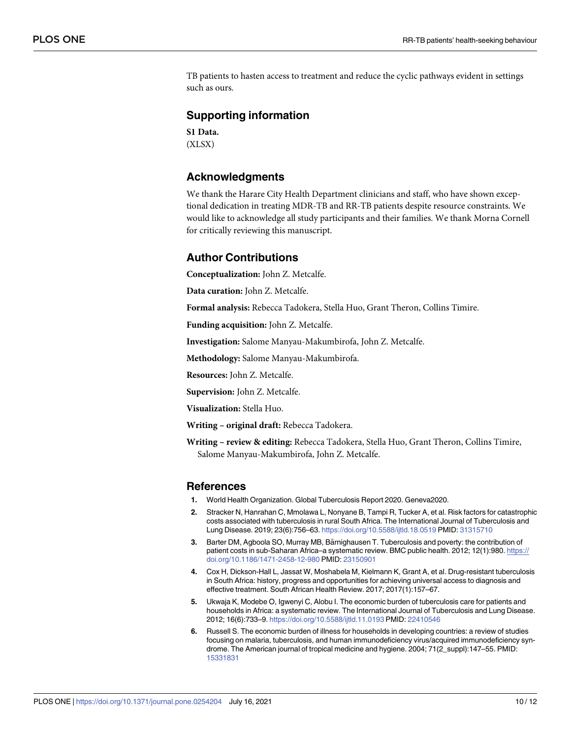TB patients to hasten access to treatment and reduce the cyclic pathways evident in settings such as ours.

## Supporting information

**S1 Data.**
(XLSX)

## Acknowledgments

We thank the Harare City Health Department clinicians and staff, who have shown exceptional dedication in treating MDR-TB and RR-TB patients despite resource constraints. We would like to acknowledge all study participants and their families. We thank Morna Cornell for critically reviewing this manuscript.

## Author Contributions

**Conceptualization:** John Z. Metcalfe.

**Data curation:** John Z. Metcalfe.

**Formal analysis:** Rebecca Tadokera, Stella Huo, Grant Theron, Collins Timire.

**Funding acquisition:** John Z. Metcalfe.

**Investigation:** Salome Manyau-Makumbirofa, John Z. Metcalfe.

**Methodology:** Salome Manyau-Makumbirofa.

**Resources:** John Z. Metcalfe.

**Supervision:** John Z. Metcalfe.

**Visualization:** Stella Huo.

**Writing – original draft:** Rebecca Tadokera.

**Writing – review & editing:** Rebecca Tadokera, Stella Huo, Grant Theron, Collins Timire, Salome Manyau-Makumbirofa, John Z. Metcalfe.

## References

1. World Health Organization. Global Tuberculosis Report 2020. Geneva2020.
2. Stracker N, Hanrahan C, Mmolawa L, Nonyane B, Tampi R, Tucker A, et al. Risk factors for catastrophic costs associated with tuberculosis in rural South Africa. The International Journal of Tuberculosis and Lung Disease. 2019; 23(6):756–63. https://doi.org/10.5588/ijtld.18.0519 PMID: 31315710
3. Barter DM, Agboola SO, Murray MB, Bärnighausen T. Tuberculosis and poverty: the contribution of patient costs in sub-Saharan Africa–a systematic review. BMC public health. 2012; 12(1):980. https://doi.org/10.1186/1471-2458-12-980 PMID: 23150901
4. Cox H, Dickson-Hall L, Jassat W, Moshabela M, Kielmann K, Grant A, et al. Drug-resistant tuberculosis in South Africa: history, progress and opportunities for achieving universal access to diagnosis and effective treatment. South African Health Review. 2017; 2017(1):157–67.
5. Ukwaja K, Modebe O, Igwenyi C, Alobu I. The economic burden of tuberculosis care for patients and households in Africa: a systematic review. The International Journal of Tuberculosis and Lung Disease. 2012; 16(6):733–9. https://doi.org/10.5588/ijtld.11.0193 PMID: 22410546
6. Russell S. The economic burden of illness for households in developing countries: a review of studies focusing on malaria, tuberculosis, and human immunodeficiency virus/acquired immunodeficiency syndrome. The American journal of tropical medicine and hygiene. 2004; 71(2_suppl):147–55. PMID: 15331831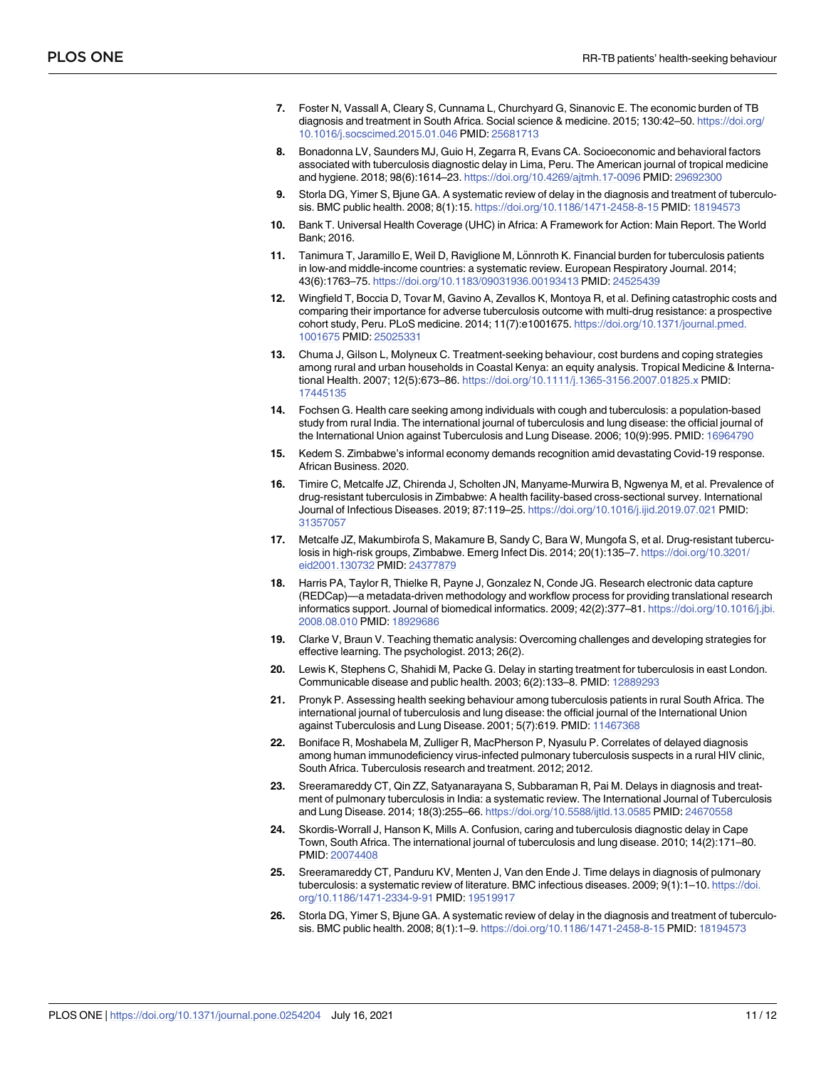7. Foster N, Vassall A, Cleary S, Cunnama L, Churchyard G, Sinanovic E. The economic burden of TB diagnosis and treatment in South Africa. Social science & medicine. 2015; 130:42–50. https://doi.org/10.1016/j.socscimed.2015.01.046 PMID: 25681713
8. Bonadonna LV, Saunders MJ, Guio H, Zegarra R, Evans CA. Socioeconomic and behavioral factors associated with tuberculosis diagnostic delay in Lima, Peru. The American journal of tropical medicine and hygiene. 2018; 98(6):1614–23. https://doi.org/10.4269/ajtmh.17-0096 PMID: 29692300
9. Storla DG, Yimer S, Bjune GA. A systematic review of delay in the diagnosis and treatment of tuberculosis. BMC public health. 2008; 8(1):15. https://doi.org/10.1186/1471-2458-8-15 PMID: 18194573
10. Bank T. Universal Health Coverage (UHC) in Africa: A Framework for Action: Main Report. The World Bank; 2016.
11. Tanimura T, Jaramillo E, Weil D, Raviglione M, Lönnroth K. Financial burden for tuberculosis patients in low-and middle-income countries: a systematic review. European Respiratory Journal. 2014; 43(6):1763–75. https://doi.org/10.1183/09031936.00193413 PMID: 24525439
12. Wingfield T, Boccia D, Tovar M, Gavino A, Zevallos K, Montoya R, et al. Defining catastrophic costs and comparing their importance for adverse tuberculosis outcome with multi-drug resistance: a prospective cohort study, Peru. PLoS medicine. 2014; 11(7):e1001675. https://doi.org/10.1371/journal.pmed.1001675 PMID: 25025331
13. Chuma J, Gilson L, Molyneux C. Treatment-seeking behaviour, cost burdens and coping strategies among rural and urban households in Coastal Kenya: an equity analysis. Tropical Medicine & International Health. 2007; 12(5):673–86. https://doi.org/10.1111/j.1365-3156.2007.01825.x PMID: 17445135
14. Fochsen G. Health care seeking among individuals with cough and tuberculosis: a population-based study from rural India. The international journal of tuberculosis and lung disease: the official journal of the International Union against Tuberculosis and Lung Disease. 2006; 10(9):995. PMID: 16964790
15. Kedem S. Zimbabwe's informal economy demands recognition amid devastating Covid-19 response. African Business. 2020.
16. Timire C, Metcalfe JZ, Chirenda J, Scholten JN, Manyame-Murwira B, Ngwenya M, et al. Prevalence of drug-resistant tuberculosis in Zimbabwe: A health facility-based cross-sectional survey. International Journal of Infectious Diseases. 2019; 87:119–25. https://doi.org/10.1016/j.ijid.2019.07.021 PMID: 31357057
17. Metcalfe JZ, Makumbirofa S, Makamure B, Sandy C, Bara W, Mungofa S, et al. Drug-resistant tuberculosis in high-risk groups, Zimbabwe. Emerg Infect Dis. 2014; 20(1):135–7. https://doi.org/10.3201/eid2001.130732 PMID: 24377879
18. Harris PA, Taylor R, Thielke R, Payne J, Gonzalez N, Conde JG. Research electronic data capture (REDCap)—a metadata-driven methodology and workflow process for providing translational research informatics support. Journal of biomedical informatics. 2009; 42(2):377–81. https://doi.org/10.1016/j.jbi.2008.08.010 PMID: 18929686
19. Clarke V, Braun V. Teaching thematic analysis: Overcoming challenges and developing strategies for effective learning. The psychologist. 2013; 26(2).
20. Lewis K, Stephens C, Shahidi M, Packe G. Delay in starting treatment for tuberculosis in east London. Communicable disease and public health. 2003; 6(2):133–8. PMID: 12889293
21. Pronyk P. Assessing health seeking behaviour among tuberculosis patients in rural South Africa. The international journal of tuberculosis and lung disease: the official journal of the International Union against Tuberculosis and Lung Disease. 2001; 5(7):619. PMID: 11467368
22. Boniface R, Moshabela M, Zulliger R, MacPherson P, Nyasulu P. Correlates of delayed diagnosis among human immunodeficiency virus-infected pulmonary tuberculosis suspects in a rural HIV clinic, South Africa. Tuberculosis research and treatment. 2012; 2012.
23. Sreeramareddy CT, Qin ZZ, Satyanarayana S, Subbaraman R, Pai M. Delays in diagnosis and treatment of pulmonary tuberculosis in India: a systematic review. The International Journal of Tuberculosis and Lung Disease. 2014; 18(3):255–66. https://doi.org/10.5588/ijtld.13.0585 PMID: 24670558
24. Skordis-Worrall J, Hanson K, Mills A. Confusion, caring and tuberculosis diagnostic delay in Cape Town, South Africa. The international journal of tuberculosis and lung disease. 2010; 14(2):171–80. PMID: 20074408
25. Sreeramareddy CT, Panduru KV, Menten J, Van den Ende J. Time delays in diagnosis of pulmonary tuberculosis: a systematic review of literature. BMC infectious diseases. 2009; 9(1):1–10. https://doi.org/10.1186/1471-2334-9-91 PMID: 19519917
26. Storla DG, Yimer S, Bjune GA. A systematic review of delay in the diagnosis and treatment of tuberculosis. BMC public health. 2008; 8(1):1–9. https://doi.org/10.1186/1471-2458-8-15 PMID: 18194573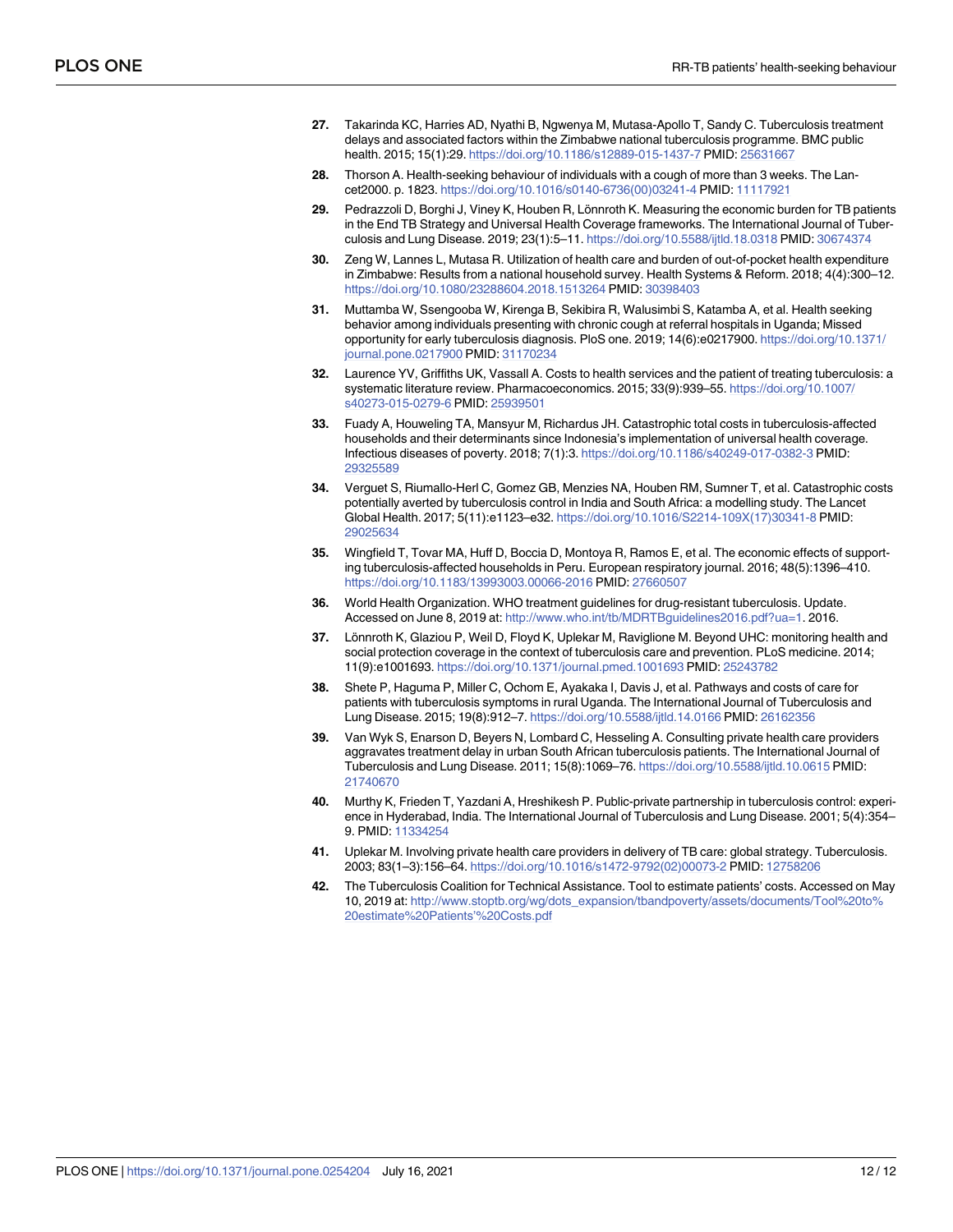27. Takarinda KC, Harries AD, Nyathi B, Ngwenya M, Mutasa-Apollo T, Sandy C. Tuberculosis treatment delays and associated factors within the Zimbabwe national tuberculosis programme. BMC public health. 2015; 15(1):29. https://doi.org/10.1186/s12889-015-1437-7 PMID: 25631667

28. Thorson A. Health-seeking behaviour of individuals with a cough of more than 3 weeks. The Lancet2000. p. 1823. https://doi.org/10.1016/s0140-6736(00)03241-4 PMID: 11117921

29. Pedrazzoli D, Borghi J, Viney K, Houben R, Lönnroth K. Measuring the economic burden for TB patients in the End TB Strategy and Universal Health Coverage frameworks. The International Journal of Tuberculosis and Lung Disease. 2019; 23(1):5–11. https://doi.org/10.5588/ijtld.18.0318 PMID: 30674374

30. Zeng W, Lannes L, Mutasa R. Utilization of health care and burden of out-of-pocket health expenditure in Zimbabwe: Results from a national household survey. Health Systems & Reform. 2018; 4(4):300–12. https://doi.org/10.1080/23288604.2018.1513264 PMID: 30398403

31. Muttamba W, Ssengooba W, Kirenga B, Sekibira R, Walusimbi S, Katamba A, et al. Health seeking behavior among individuals presenting with chronic cough at referral hospitals in Uganda; Missed opportunity for early tuberculosis diagnosis. PloS one. 2019; 14(6):e0217900. https://doi.org/10.1371/journal.pone.0217900 PMID: 31170234

32. Laurence YV, Griffiths UK, Vassall A. Costs to health services and the patient of treating tuberculosis: a systematic literature review. Pharmacoeconomics. 2015; 33(9):939–55. https://doi.org/10.1007/s40273-015-0279-6 PMID: 25939501

33. Fuady A, Houweling TA, Mansyur M, Richardus JH. Catastrophic total costs in tuberculosis-affected households and their determinants since Indonesia's implementation of universal health coverage. Infectious diseases of poverty. 2018; 7(1):3. https://doi.org/10.1186/s40249-017-0382-3 PMID: 29325589

34. Verguet S, Riumallo-Herl C, Gomez GB, Menzies NA, Houben RM, Sumner T, et al. Catastrophic costs potentially averted by tuberculosis control in India and South Africa: a modelling study. The Lancet Global Health. 2017; 5(11):e1123–e32. https://doi.org/10.1016/S2214-109X(17)30341-8 PMID: 29025634

35. Wingfield T, Tovar MA, Huff D, Boccia D, Montoya R, Ramos E, et al. The economic effects of supporting tuberculosis-affected households in Peru. European respiratory journal. 2016; 48(5):1396–410. https://doi.org/10.1183/13993003.00066-2016 PMID: 27660507

36. World Health Organization. WHO treatment guidelines for drug-resistant tuberculosis. Update. Accessed on June 8, 2019 at: http://www.who.int/tb/MDRTBguidelines2016.pdf?ua=1. 2016.

37. Lönnroth K, Glaziou P, Weil D, Floyd K, Uplekar M, Raviglione M. Beyond UHC: monitoring health and social protection coverage in the context of tuberculosis care and prevention. PLoS medicine. 2014; 11(9):e1001693. https://doi.org/10.1371/journal.pmed.1001693 PMID: 25243782

38. Shete P, Haguma P, Miller C, Ochom E, Ayakaka I, Davis J, et al. Pathways and costs of care for patients with tuberculosis symptoms in rural Uganda. The International Journal of Tuberculosis and Lung Disease. 2015; 19(8):912–7. https://doi.org/10.5588/ijtld.14.0166 PMID: 26162356

39. Van Wyk S, Enarson D, Beyers N, Lombard C, Hesseling A. Consulting private health care providers aggravates treatment delay in urban South African tuberculosis patients. The International Journal of Tuberculosis and Lung Disease. 2011; 15(8):1069–76. https://doi.org/10.5588/ijtld.10.0615 PMID: 21740670

40. Murthy K, Frieden T, Yazdani A, Hreshikesh P. Public-private partnership in tuberculosis control: experience in Hyderabad, India. The International Journal of Tuberculosis and Lung Disease. 2001; 5(4):354–9. PMID: 11334254

41. Uplekar M. Involving private health care providers in delivery of TB care: global strategy. Tuberculosis. 2003; 83(1–3):156–64. https://doi.org/10.1016/s1472-9792(02)00073-2 PMID: 12758206

42. The Tuberculosis Coalition for Technical Assistance. Tool to estimate patients' costs. Accessed on May 10, 2019 at: http://www.stoptb.org/wg/dots_expansion/tbandpoverty/assets/documents/Tool%20to%20estimate%20Patients'%20Costs.pdf